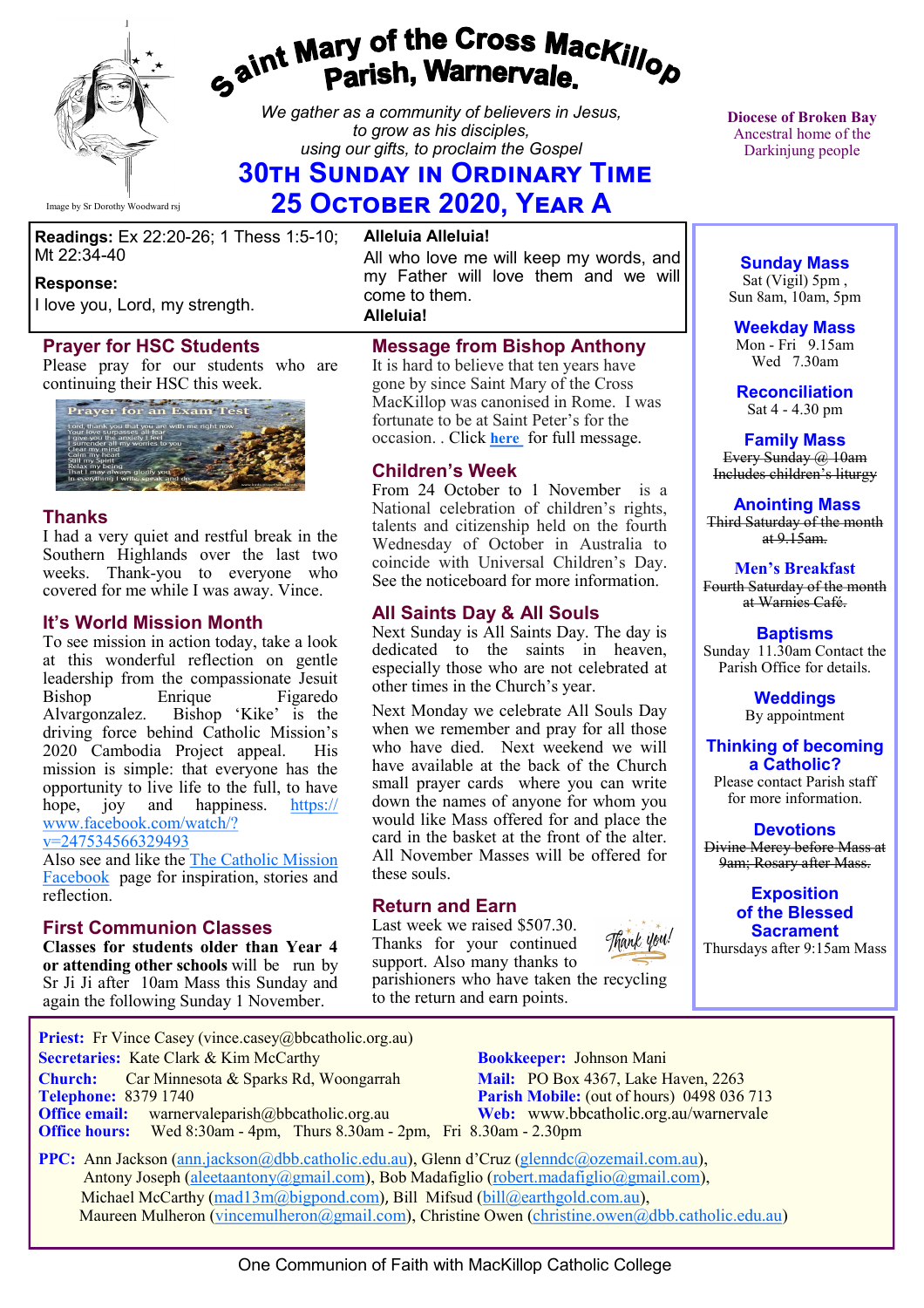# Saint Mary of the Cross MacKillop Parish, Warnervale.

Image by Sr Dorothy Woodward rsj

*We gather as a community of believers in Jesus, to grow as his disciples, using our gifts, to proclaim the Gospel*

## 30th Sunday in Ordinary Time
## 25 October 2020, Year A

Diocese of Broken Bay
Ancestral home of the Darkinjung people

**Readings:** Ex 22:20-26; 1 Thess 1:5-10; Mt 22:34-40

**Response:**
I love you, Lord, my strength.

**Alleluia Alleluia!**
All who love me will keep my words, and my Father will love them and we will come to them.
**Alleluia!**

### Prayer for HSC Students

Please pray for our students who are continuing their HSC this week.

Prayer for an Exam Test
Lord, thank you that you are with me right now
Your love surpasses all fear
I give you the anxiety I feel
I surrender all my worries to you
Clear my mind
Calm my heart
Still my spirit
Relax my being
That I may always glorify you
In everything I write, speak and do

### Thanks

I had a very quiet and restful break in the Southern Highlands over the last two weeks. Thank-you to everyone who covered for me while I was away. Vince.

### It's World Mission Month

To see mission in action today, take a look at this wonderful reflection on gentle leadership from the compassionate Jesuit Bishop Enrique Figaredo Alvargonzalez. Bishop 'Kike' is the driving force behind Catholic Mission's 2020 Cambodia Project appeal. His mission is simple: that everyone has the opportunity to live life to the full, to have hope, joy and happiness. https://www.facebook.com/watch/?v=247534566329493

Also see and like the The Catholic Mission Facebook page for inspiration, stories and reflection.

### First Communion Classes

**Classes for students older than Year 4 or attending other schools** will be run by Sr Ji Ji after 10am Mass this Sunday and again the following Sunday 1 November.

### Message from Bishop Anthony

It is hard to believe that ten years have gone by since Saint Mary of the Cross MacKillop was canonised in Rome. I was fortunate to be at Saint Peter's for the occasion. . Click **here** for full message.

### Children's Week

From 24 October to 1 November is a National celebration of children's rights, talents and citizenship held on the fourth Wednesday of October in Australia to coincide with Universal Children's Day. See the noticeboard for more information.

### All Saints Day & All Souls

Next Sunday is All Saints Day. The day is dedicated to the saints in heaven, especially those who are not celebrated at other times in the Church's year.

Next Monday we celebrate All Souls Day when we remember and pray for all those who have died. Next weekend we will have available at the back of the Church small prayer cards where you can write down the names of anyone for whom you would like Mass offered for and place the card in the basket at the front of the alter. All November Masses will be offered for these souls.

### Return and Earn

Last week we raised $507.30. Thanks for your continued support. Also many thanks to parishioners who have taken the recycling to the return and earn points.

Thank you!

### Sunday Mass
Sat (Vigil) 5pm ,
Sun 8am, 10am, 5pm

### Weekday Mass
Mon - Fri 9.15am
Wed 7.30am

### Reconciliation
Sat 4 - 4.30 pm

### Family Mass
~~Every Sunday @ 10am~~
~~Includes children's liturgy~~

### Anointing Mass
~~Third Saturday of the month at 9.15am.~~

### Men's Breakfast
~~Fourth Saturday of the month at Warnies Café.~~

### Baptisms
Sunday 11.30am Contact the Parish Office for details.

### Weddings
By appointment

### Thinking of becoming a Catholic?
Please contact Parish staff for more information.

### Devotions
~~Divine Mercy before Mass at 9am; Rosary after Mass.~~

### Exposition of the Blessed Sacrament
Thursdays after 9:15am Mass

---

**Priest:** Fr Vince Casey (vince.casey@bbcatholic.org.au)
**Secretaries:** Kate Clark & Kim McCarthy
**Bookkeeper:** Johnson Mani
**Church:** Car Minnesota & Sparks Rd, Woongarrah
**Mail:** PO Box 4367, Lake Haven, 2263
**Telephone:** 8379 1740
**Parish Mobile:** (out of hours) 0498 036 713
**Office email:** warnervaleparish@bbcatholic.org.au
**Web:** www.bbcatholic.org.au/warnervale
**Office hours:** Wed 8:30am - 4pm, Thurs 8.30am - 2pm, Fri 8.30am - 2.30pm

**PPC:** Ann Jackson (ann.jackson@dbb.catholic.edu.au), Glenn d'Cruz (glenndc@ozemail.com.au), Antony Joseph (aleetaantony@gmail.com), Bob Madafiglio (robert.madafiglio@gmail.com), Michael McCarthy (mad13m@bigpond.com), Bill Mifsud (bill@earthgold.com.au), Maureen Mulheron (vincemulheron@gmail.com), Christine Owen (christine.owen@dbb.catholic.edu.au)

One Communion of Faith with MacKillop Catholic College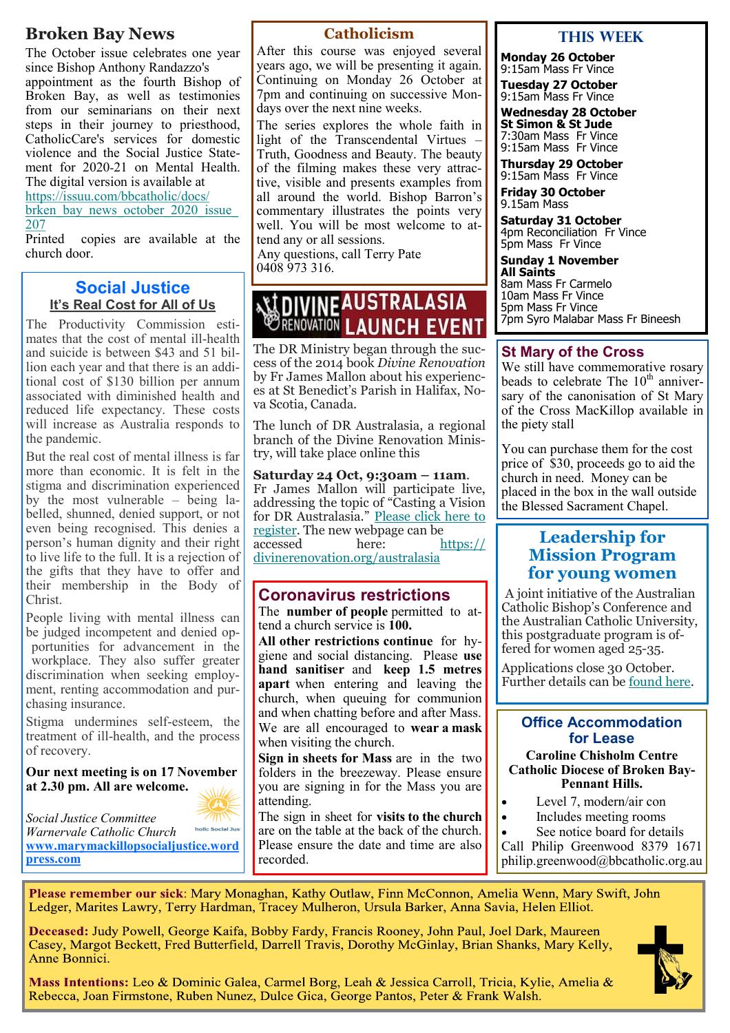## Broken Bay News

The October issue celebrates one year since Bishop Anthony Randazzo's appointment as the fourth Bishop of Broken Bay, as well as testimonies from our seminarians on their next steps in their journey to priesthood, CatholicCare's services for domestic violence and the Social Justice Statement for 2020-21 on Mental Health. The digital version is available at https://issuu.com/bbcatholic/docs/brken_bay_news_october_2020_issue_207

Printed copies are available at the church door.

## Social Justice

### It's Real Cost for All of Us

The Productivity Commission estimates that the cost of mental ill-health and suicide is between $43 and 51 billion each year and that there is an additional cost of $130 billion per annum associated with diminished health and reduced life expectancy. These costs will increase as Australia responds to the pandemic.

But the real cost of mental illness is far more than economic. It is felt in the stigma and discrimination experienced by the most vulnerable – being labelled, shunned, denied support, or not even being recognised. This denies a person's human dignity and their right to live life to the full. It is a rejection of the gifts that they have to offer and their membership in the Body of Christ.

People living with mental illness can be judged incompetent and denied opportunities for advancement in the workplace. They also suffer greater discrimination when seeking employment, renting accommodation and purchasing insurance.

Stigma undermines self-esteem, the treatment of ill-health, and the process of recovery.

**Our next meeting is on 17 November at 2.30 pm. All are welcome.**

*Social Justice Committee*
*Warnervale Catholic Church*
**www.marymackillopsocialjustice.wordpress.com**

## Catholicism

After this course was enjoyed several years ago, we will be presenting it again. Continuing on Monday 26 October at 7pm and continuing on successive Mondays over the next nine weeks.

The series explores the whole faith in light of the Transcendental Virtues – Truth, Goodness and Beauty. The beauty of the filming makes these very attractive, visible and presents examples from all around the world. Bishop Barron's commentary illustrates the points very well. You will be most welcome to attend any or all sessions.

Any questions, call Terry Pate 0408 973 316.

## DIVINE RENOVATION AUSTRALASIA LAUNCH EVENT

The DR Ministry began through the success of the 2014 book *Divine Renovation* by Fr James Mallon about his experiences at St Benedict's Parish in Halifax, Nova Scotia, Canada.

The lunch of DR Australasia, a regional branch of the Divine Renovation Ministry, will take place online this

**Saturday 24 Oct, 9:30am – 11am.**
Fr James Mallon will participate live, addressing the topic of "Casting a Vision for DR Australasia." Please click here to register. The new webpage can be accessed here: https://divinerenovation.org/australasia

## Coronavirus restrictions

The **number of people** permitted to attend a church service is **100.**

**All other restrictions continue** for hygiene and social distancing. Please **use hand sanitiser** and **keep 1.5 metres apart** when entering and leaving the church, when queuing for communion and when chatting before and after Mass. We are all encouraged to **wear a mask** when visiting the church.

**Sign in sheets for Mass** are in the two folders in the breezeway. Please ensure you are signing in for the Mass you are attending.

The sign in sheet for **visits to the church** are on the table at the back of the church. Please ensure the date and time are also recorded.

## THIS WEEK

**Monday 26 October**
9:15am Mass Fr Vince

**Tuesday 27 October**
9:15am Mass Fr Vince

**Wednesday 28 October**
**St Simon & St Jude**
7:30am Mass Fr Vince
9:15am Mass Fr Vince

**Thursday 29 October**
9:15am Mass Fr Vince

**Friday 30 October**
9.15am Mass

**Saturday 31 October**
4pm Reconciliation Fr Vince
5pm Mass Fr Vince

**Sunday 1 November**
**All Saints**
8am Mass Fr Carmelo
10am Mass Fr Vince
5pm Mass Fr Vince
7pm Syro Malabar Mass Fr Bineesh

## St Mary of the Cross

We still have commemorative rosary beads to celebrate The 10th anniversary of the canonisation of St Mary of the Cross MacKillop available in the piety stall

You can purchase them for the cost price of $30, proceeds go to aid the church in need. Money can be placed in the box in the wall outside the Blessed Sacrament Chapel.

## Leadership for Mission Program for young women

A joint initiative of the Australian Catholic Bishop's Conference and the Australian Catholic University, this postgraduate program is offered for women aged 25-35.

Applications close 30 October. Further details can be found here.

## Office Accommodation for Lease

**Caroline Chisholm Centre**
**Catholic Diocese of Broken Bay-Pennant Hills.**

- Level 7, modern/air con
- Includes meeting rooms
- See notice board for details

Call Philip Greenwood 8379 1671 philip.greenwood@bbcatholic.org.au

---

**Please remember our sick**: Mary Monaghan, Kathy Outlaw, Finn McConnon, Amelia Wenn, Mary Swift, John Ledger, Marites Lawry, Terry Hardman, Tracey Mulheron, Ursula Barker, Anna Savia, Helen Elliot.

**Deceased:** Judy Powell, George Kaifa, Bobby Fardy, Francis Rooney, John Paul, Joel Dark, Maureen Casey, Margot Beckett, Fred Butterfield, Darrell Travis, Dorothy McGinlay, Brian Shanks, Mary Kelly, Anne Bonnici.

**Mass Intentions:** Leo & Dominic Galea, Carmel Borg, Leah & Jessica Carroll, Tricia, Kylie, Amelia & Rebecca, Joan Firmstone, Ruben Nunez, Dulce Gica, George Pantos, Peter & Frank Walsh.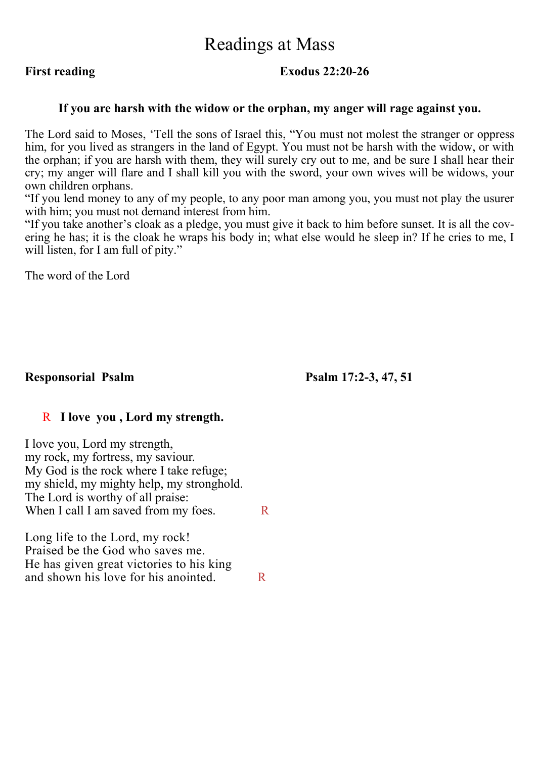# Readings at Mass

**First reading** **Exodus 22:20-26**

**If you are harsh with the widow or the orphan, my anger will rage against you.**

The Lord said to Moses, 'Tell the sons of Israel this, "You must not molest the stranger or oppress him, for you lived as strangers in the land of Egypt. You must not be harsh with the widow, or with the orphan; if you are harsh with them, they will surely cry out to me, and be sure I shall hear their cry; my anger will flare and I shall kill you with the sword, your own wives will be widows, your own children orphans.
"If you lend money to any of my people, to any poor man among you, you must not play the usurer with him; you must not demand interest from him.
"If you take another's cloak as a pledge, you must give it back to him before sunset. It is all the covering he has; it is the cloak he wraps his body in; what else would he sleep in? If he cries to me, I will listen, for I am full of pity."

The word of the Lord

**Responsorial Psalm** **Psalm 17:2-3, 47, 51**

R **I love you , Lord my strength.**

I love you, Lord my strength,
my rock, my fortress, my saviour.
My God is the rock where I take refuge;
my shield, my mighty help, my stronghold.
The Lord is worthy of all praise:
When I call I am saved from my foes. R

Long life to the Lord, my rock!
Praised be the God who saves me.
He has given great victories to his king
and shown his love for his anointed. R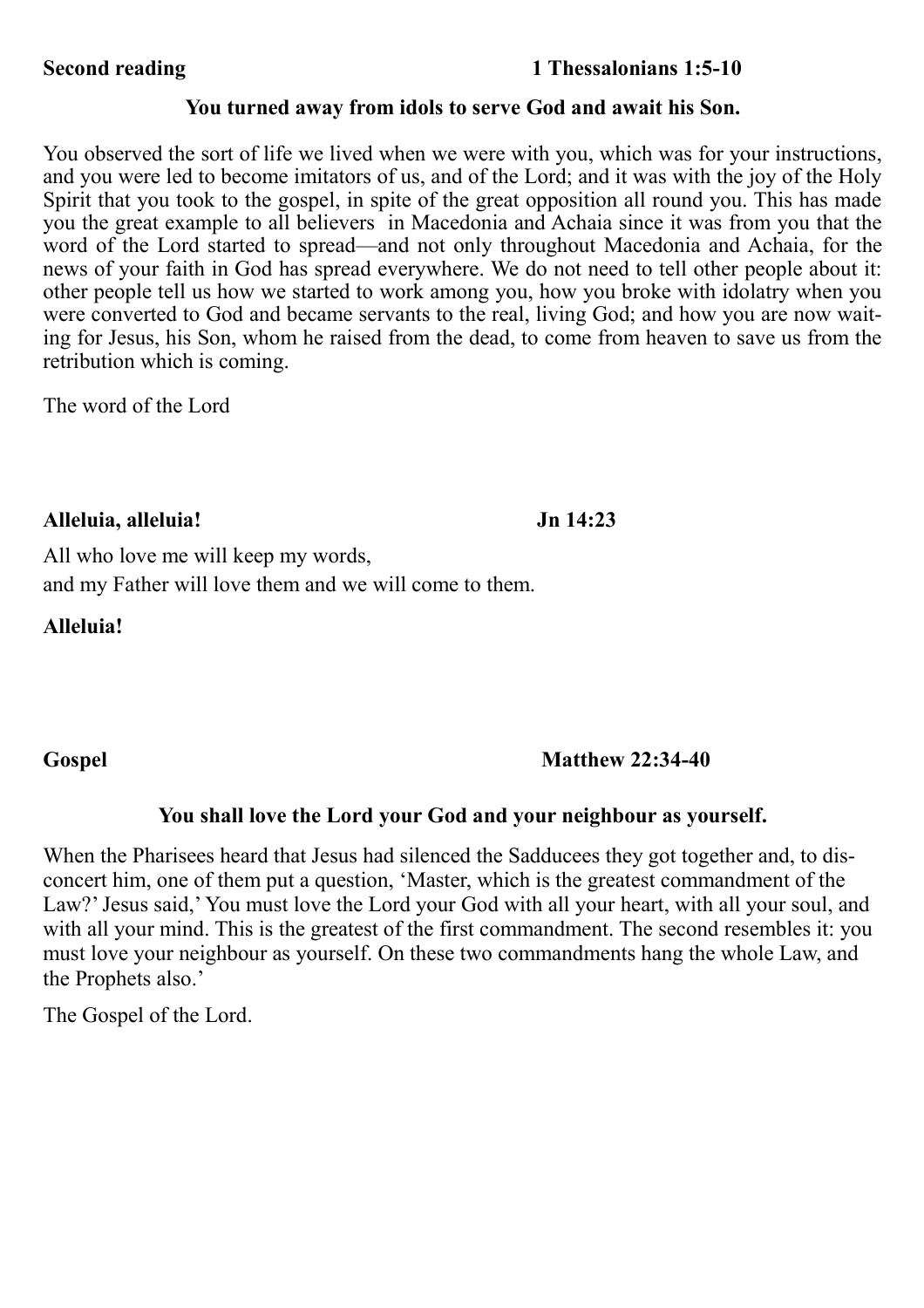**Second reading** **1 Thessalonians 1:5-10**

**You turned away from idols to serve God and await his Son.**

You observed the sort of life we lived when we were with you, which was for your instructions, and you were led to become imitators of us, and of the Lord; and it was with the joy of the Holy Spirit that you took to the gospel, in spite of the great opposition all round you. This has made you the great example to all believers in Macedonia and Achaia since it was from you that the word of the Lord started to spread—and not only throughout Macedonia and Achaia, for the news of your faith in God has spread everywhere. We do not need to tell other people about it: other people tell us how we started to work among you, how you broke with idolatry when you were converted to God and became servants to the real, living God; and how you are now waiting for Jesus, his Son, whom he raised from the dead, to come from heaven to save us from the retribution which is coming.

The word of the Lord

**Alleluia, alleluia!** **Jn 14:23**

All who love me will keep my words,
and my Father will love them and we will come to them.

**Alleluia!**

**Gospel** **Matthew 22:34-40**

**You shall love the Lord your God and your neighbour as yourself.**

When the Pharisees heard that Jesus had silenced the Sadducees they got together and, to disconcert him, one of them put a question, 'Master, which is the greatest commandment of the Law?' Jesus said,' You must love the Lord your God with all your heart, with all your soul, and with all your mind. This is the greatest of the first commandment. The second resembles it: you must love your neighbour as yourself. On these two commandments hang the whole Law, and the Prophets also.'

The Gospel of the Lord.